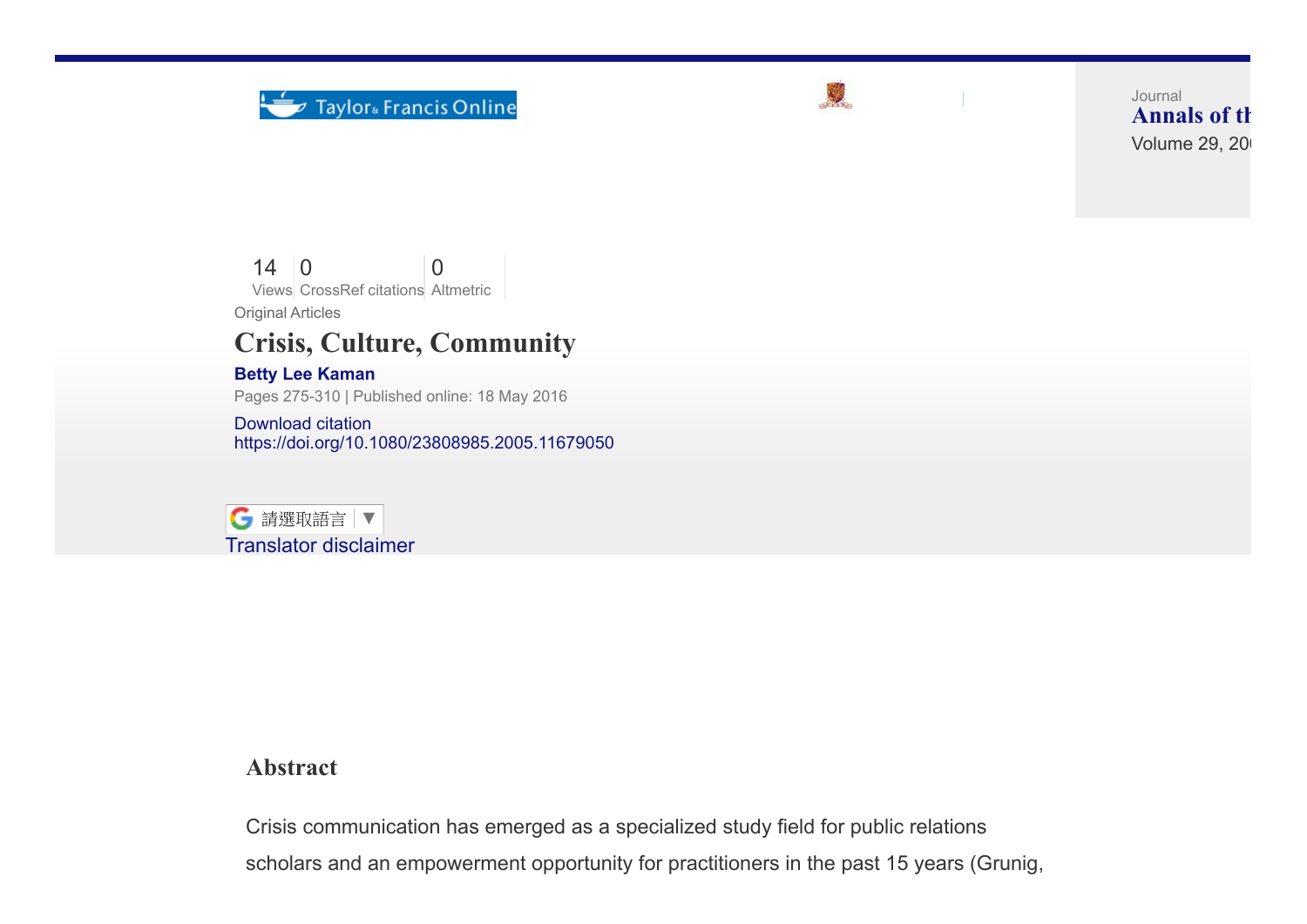Taylor & Francis Online

Journal
**Annals of th**
Volume 29, 20

14 Views | 0 CrossRef citations | 0 Altmetric

Original Articles

# Crisis, Culture, Community

**Betty Lee Kaman**

Pages 275-310 | Published online: 18 May 2016

Download citation
https://doi.org/10.1080/23808985.2005.11679050

請選取語言 ▼
Translator disclaimer

## Abstract

Crisis communication has emerged as a specialized study field for public relations scholars and an empowerment opportunity for practitioners in the past 15 years (Grunig,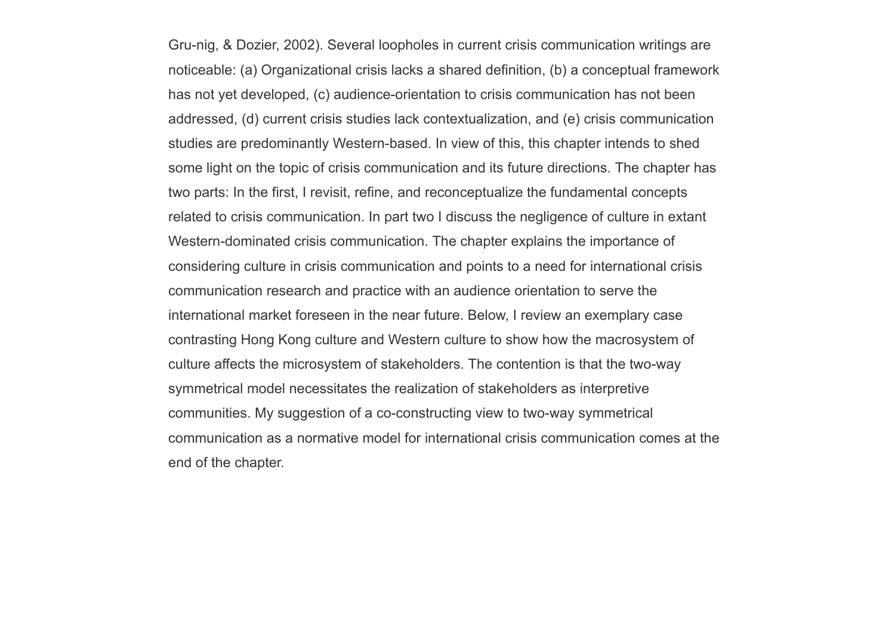Gru-nig, & Dozier, 2002). Several loopholes in current crisis communication writings are noticeable: (a) Organizational crisis lacks a shared definition, (b) a conceptual framework has not yet developed, (c) audience-orientation to crisis communication has not been addressed, (d) current crisis studies lack contextualization, and (e) crisis communication studies are predominantly Western-based. In view of this, this chapter intends to shed some light on the topic of crisis communication and its future directions. The chapter has two parts: In the first, I revisit, refine, and reconceptualize the fundamental concepts related to crisis communication. In part two I discuss the negligence of culture in extant Western-dominated crisis communication. The chapter explains the importance of considering culture in crisis communication and points to a need for international crisis communication research and practice with an audience orientation to serve the international market foreseen in the near future. Below, I review an exemplary case contrasting Hong Kong culture and Western culture to show how the macrosystem of culture affects the microsystem of stakeholders. The contention is that the two-way symmetrical model necessitates the realization of stakeholders as interpretive communities. My suggestion of a co-constructing view to two-way symmetrical communication as a normative model for international crisis communication comes at the end of the chapter.